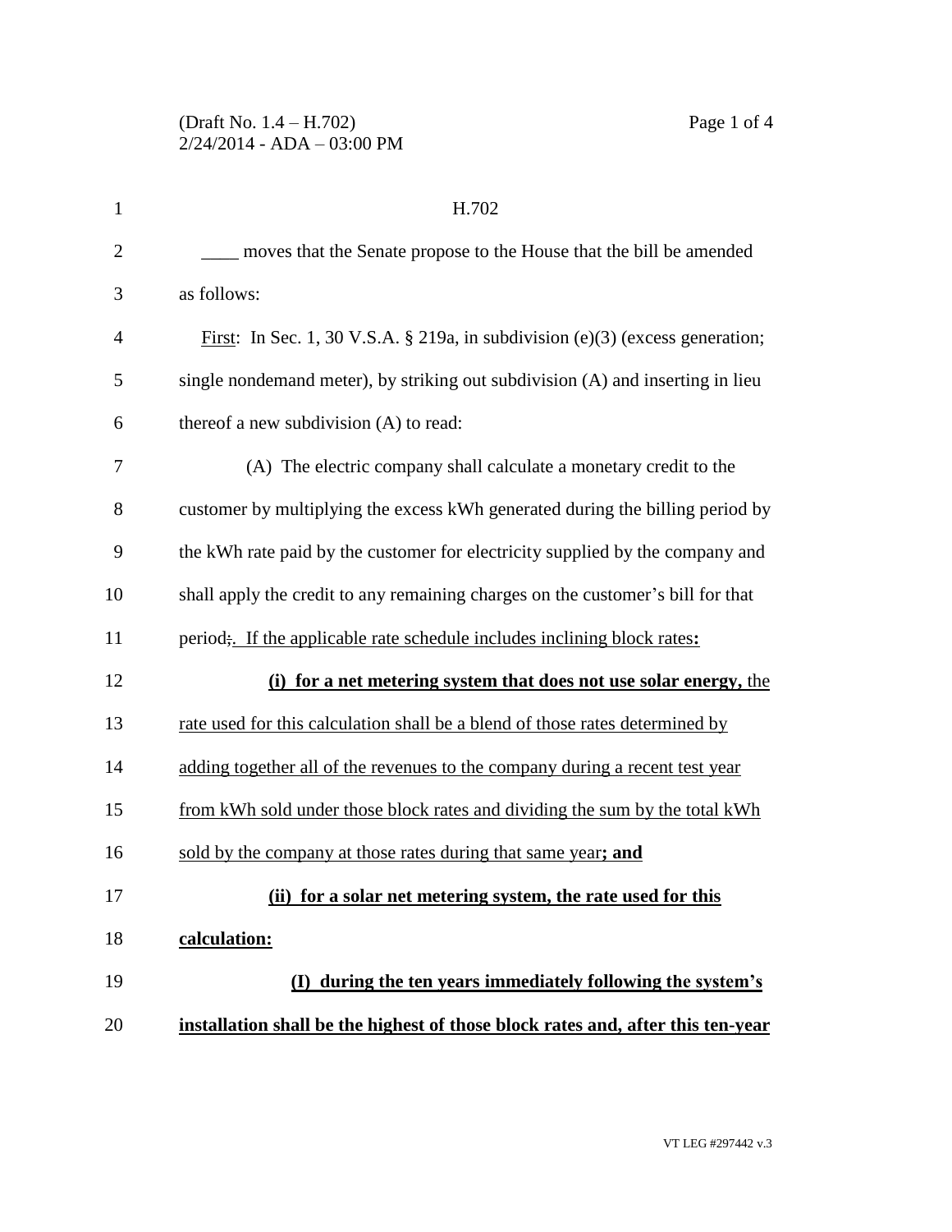H.702

____ moves that the Senate propose to the House that the bill be amended as follows:

First: In Sec. 1, 30 V.S.A. § 219a, in subdivision (e)(3) (excess generation; single nondemand meter), by striking out subdivision (A) and inserting in lieu thereof a new subdivision (A) to read:

(A) The electric company shall calculate a monetary credit to the customer by multiplying the excess kWh generated during the billing period by the kWh rate paid by the customer for electricity supplied by the company and shall apply the credit to any remaining charges on the customer's bill for that period~~;~~. If the applicable rate schedule includes inclining block rates**:**

**(i) for a net metering system that does not use solar energy,** the rate used for this calculation shall be a blend of those rates determined by adding together all of the revenues to the company during a recent test year from kWh sold under those block rates and dividing the sum by the total kWh sold by the company at those rates during that same year**; and**

**(ii) for a solar net metering system, the rate used for this calculation:**

**(I) during the ten years immediately following the system's installation shall be the highest of those block rates and, after this ten-year**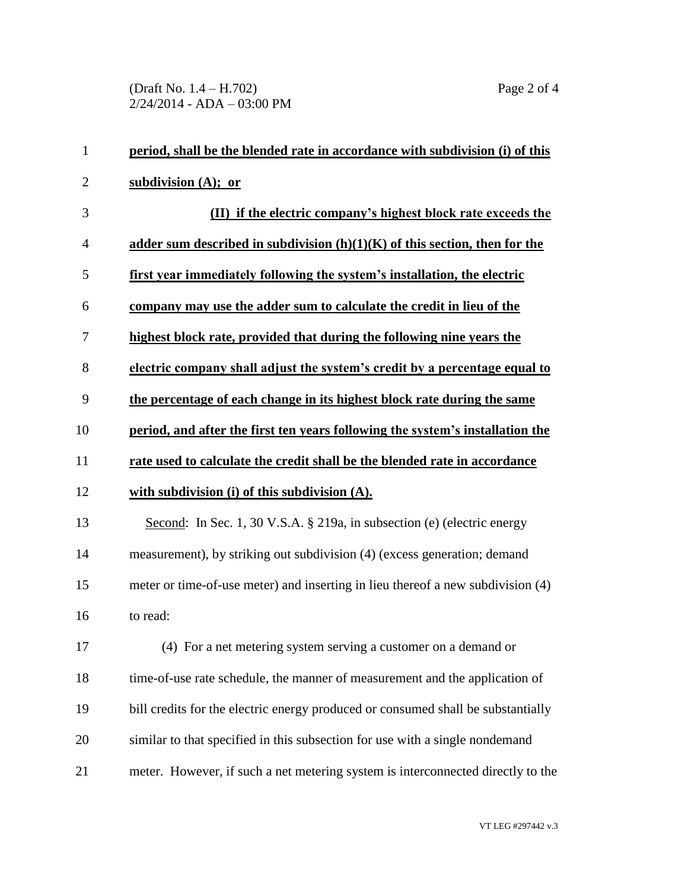**period, shall be the blended rate in accordance with subdivision (i) of this subdivision (A); or**

**(II) if the electric company's highest block rate exceeds the adder sum described in subdivision (h)(1)(K) of this section, then for the first year immediately following the system's installation, the electric company may use the adder sum to calculate the credit in lieu of the highest block rate, provided that during the following nine years the electric company shall adjust the system's credit by a percentage equal to the percentage of each change in its highest block rate during the same period, and after the first ten years following the system's installation the rate used to calculate the credit shall be the blended rate in accordance with subdivision (i) of this subdivision (A).**

Second: In Sec. 1, 30 V.S.A. § 219a, in subsection (e) (electric energy measurement), by striking out subdivision (4) (excess generation; demand meter or time-of-use meter) and inserting in lieu thereof a new subdivision (4) to read:

(4) For a net metering system serving a customer on a demand or time-of-use rate schedule, the manner of measurement and the application of bill credits for the electric energy produced or consumed shall be substantially similar to that specified in this subsection for use with a single nondemand meter. However, if such a net metering system is interconnected directly to the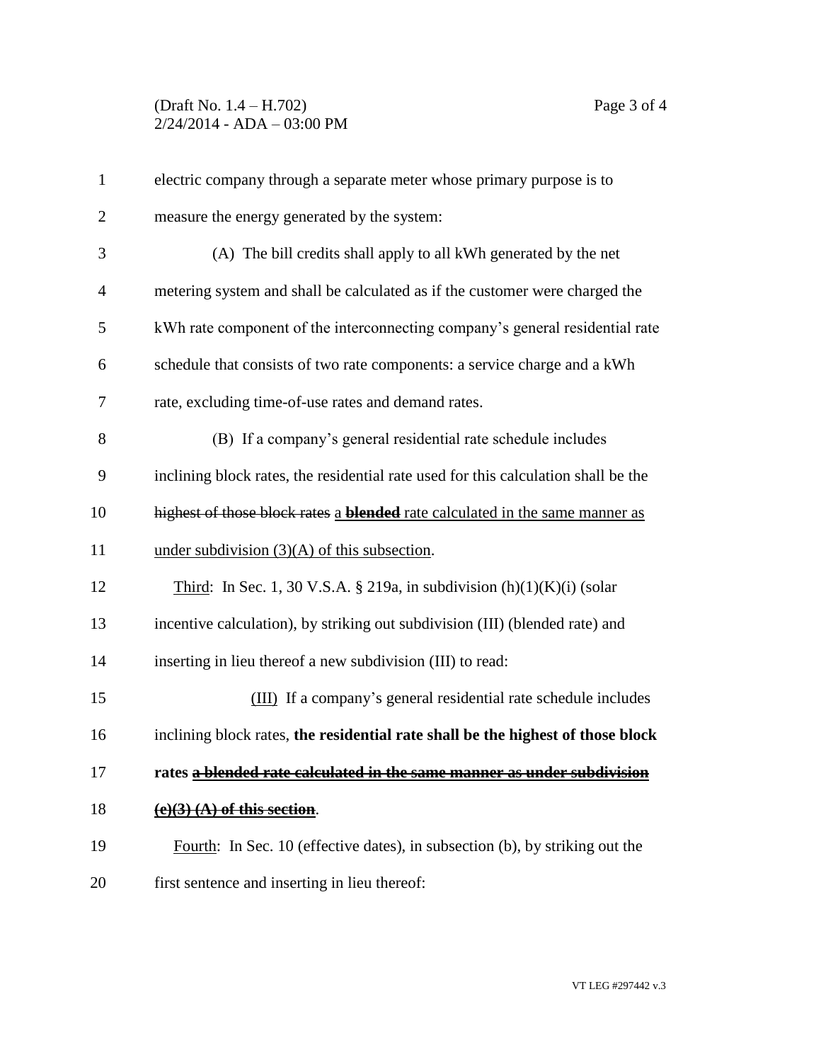electric company through a separate meter whose primary purpose is to measure the energy generated by the system:

(A) The bill credits shall apply to all kWh generated by the net metering system and shall be calculated as if the customer were charged the kWh rate component of the interconnecting company's general residential rate schedule that consists of two rate components: a service charge and a kWh rate, excluding time-of-use rates and demand rates.

(B) If a company's general residential rate schedule includes inclining block rates, the residential rate used for this calculation shall be the ~~highest of those block rates~~ <u>a **blended** rate calculated in the same manner as under subdivision (3)(A) of this subsection</u>.

<u>Third</u>: In Sec. 1, 30 V.S.A. § 219a, in subdivision (h)(1)(K)(i) (solar incentive calculation), by striking out subdivision (III) (blended rate) and inserting in lieu thereof a new subdivision (III) to read:

<u>(III)</u> If a company's general residential rate schedule includes inclining block rates, **the residential rate shall be the highest of those block rates ~~<u>a blended rate calculated in the same manner as under subdivision (e)(3) (A) of this section</u>~~**.

<u>Fourth</u>: In Sec. 10 (effective dates), in subsection (b), by striking out the first sentence and inserting in lieu thereof: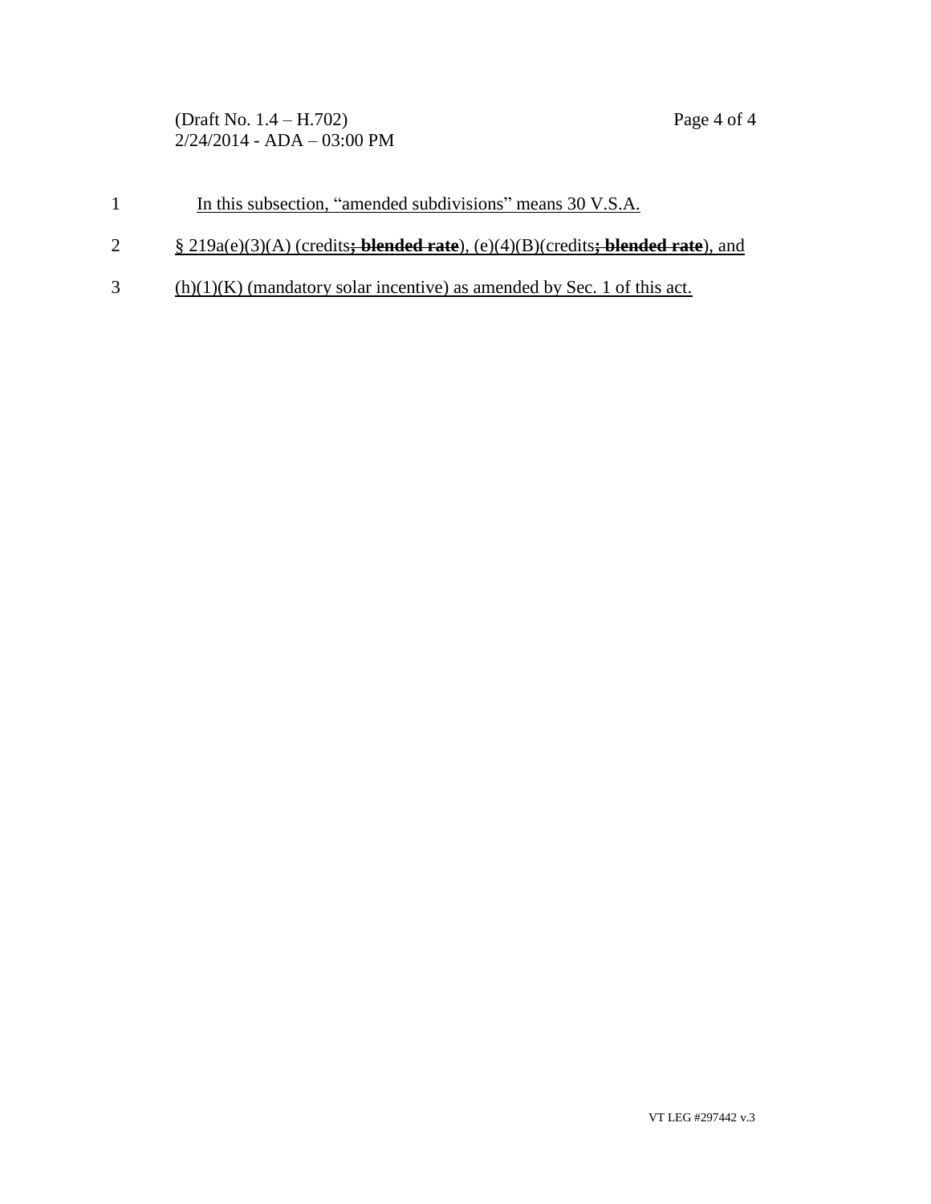In this subsection, "amended subdivisions" means 30 V.S.A. § 219a(e)(3)(A) (credits~~; blended rate~~), (e)(4)(B)(credits~~; blended rate~~), and (h)(1)(K) (mandatory solar incentive) as amended by Sec. 1 of this act.